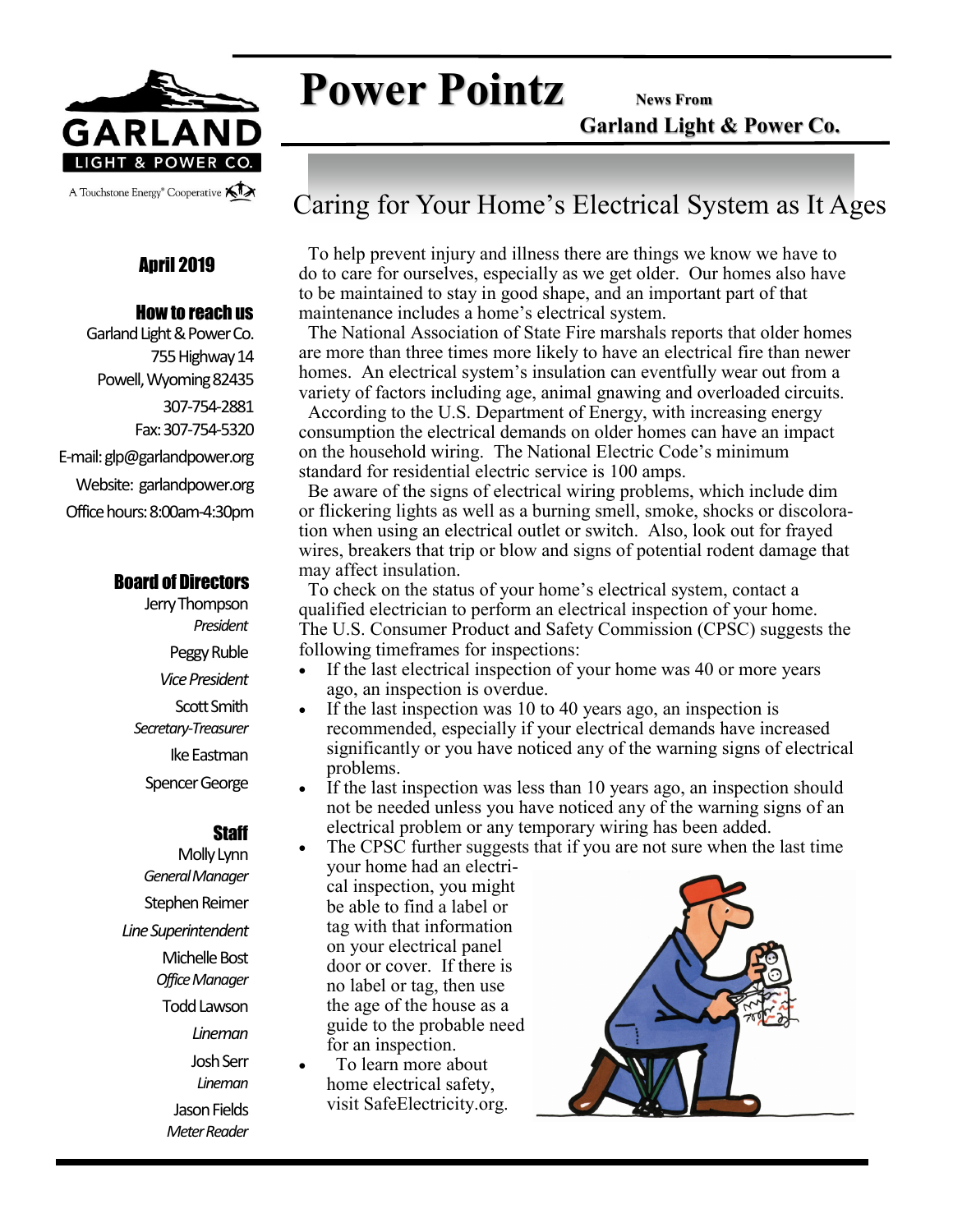# Power Pointz

**News From**
**Garland Light & Power Co.**

GARLAND LIGHT & POWER CO.
A Touchstone Energy® Cooperative

**April 2019**

**How to reach us**

Garland Light & Power Co.
755 Highway 14
Powell, Wyoming 82435
307-754-2881
Fax: 307-754-5320
E-mail: glp@garlandpower.org
Website: garlandpower.org
Office hours: 8:00am-4:30pm

**Board of Directors**

Jerry Thompson
*President*
Peggy Ruble
*Vice President*
Scott Smith
*Secretary-Treasurer*
Ike Eastman
Spencer George

**Staff**

Molly Lynn
*General Manager*
Stephen Reimer
*Line Superintendent*
Michelle Bost
*Office Manager*
Todd Lawson
*Lineman*
Josh Serr
*Lineman*
Jason Fields
*Meter Reader*

## Caring for Your Home's Electrical System as It Ages

To help prevent injury and illness there are things we know we have to do to care for ourselves, especially as we get older. Our homes also have to be maintained to stay in good shape, and an important part of that maintenance includes a home's electrical system.

The National Association of State Fire marshals reports that older homes are more than three times more likely to have an electrical fire than newer homes. An electrical system's insulation can eventfully wear out from a variety of factors including age, animal gnawing and overloaded circuits.

According to the U.S. Department of Energy, with increasing energy consumption the electrical demands on older homes can have an impact on the household wiring. The National Electric Code's minimum standard for residential electric service is 100 amps.

Be aware of the signs of electrical wiring problems, which include dim or flickering lights as well as a burning smell, smoke, shocks or discoloration when using an electrical outlet or switch. Also, look out for frayed wires, breakers that trip or blow and signs of potential rodent damage that may affect insulation.

To check on the status of your home's electrical system, contact a qualified electrician to perform an electrical inspection of your home. The U.S. Consumer Product and Safety Commission (CPSC) suggests the following timeframes for inspections:

- If the last electrical inspection of your home was 40 or more years ago, an inspection is overdue.
- If the last inspection was 10 to 40 years ago, an inspection is recommended, especially if your electrical demands have increased significantly or you have noticed any of the warning signs of electrical problems.
- If the last inspection was less than 10 years ago, an inspection should not be needed unless you have noticed any of the warning signs of an electrical problem or any temporary wiring has been added.
- The CPSC further suggests that if you are not sure when the last time your home had an electrical inspection, you might be able to find a label or tag with that information on your electrical panel door or cover. If there is no label or tag, then use the age of the house as a guide to the probable need for an inspection.
- To learn more about home electrical safety, visit SafeElectricity.org.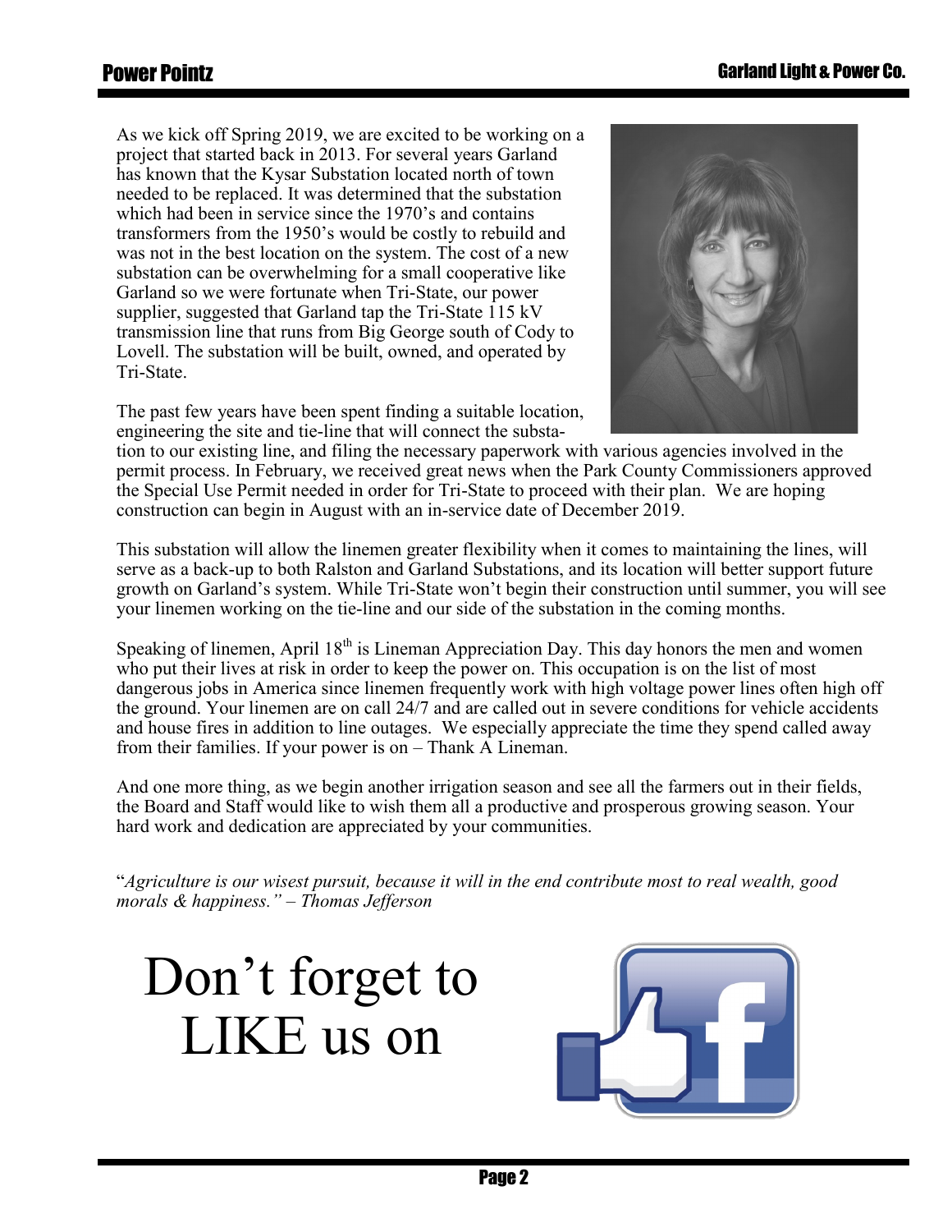As we kick off Spring 2019, we are excited to be working on a project that started back in 2013. For several years Garland has known that the Kysar Substation located north of town needed to be replaced. It was determined that the substation which had been in service since the 1970's and contains transformers from the 1950's would be costly to rebuild and was not in the best location on the system. The cost of a new substation can be overwhelming for a small cooperative like Garland so we were fortunate when Tri-State, our power supplier, suggested that Garland tap the Tri-State 115 kV transmission line that runs from Big George south of Cody to Lovell. The substation will be built, owned, and operated by Tri-State.

The past few years have been spent finding a suitable location, engineering the site and tie-line that will connect the substation to our existing line, and filing the necessary paperwork with various agencies involved in the permit process. In February, we received great news when the Park County Commissioners approved the Special Use Permit needed in order for Tri-State to proceed with their plan. We are hoping construction can begin in August with an in-service date of December 2019.

This substation will allow the linemen greater flexibility when it comes to maintaining the lines, will serve as a back-up to both Ralston and Garland Substations, and its location will better support future growth on Garland's system. While Tri-State won't begin their construction until summer, you will see your linemen working on the tie-line and our side of the substation in the coming months.

Speaking of linemen, April 18th is Lineman Appreciation Day. This day honors the men and women who put their lives at risk in order to keep the power on. This occupation is on the list of most dangerous jobs in America since linemen frequently work with high voltage power lines often high off the ground. Your linemen are on call 24/7 and are called out in severe conditions for vehicle accidents and house fires in addition to line outages. We especially appreciate the time they spend called away from their families. If your power is on – Thank A Lineman.

And one more thing, as we begin another irrigation season and see all the farmers out in their fields, the Board and Staff would like to wish them all a productive and prosperous growing season. Your hard work and dedication are appreciated by your communities.

"*Agriculture is our wisest pursuit, because it will in the end contribute most to real wealth, good morals & happiness." – Thomas Jefferson*

# Don't forget to LIKE us on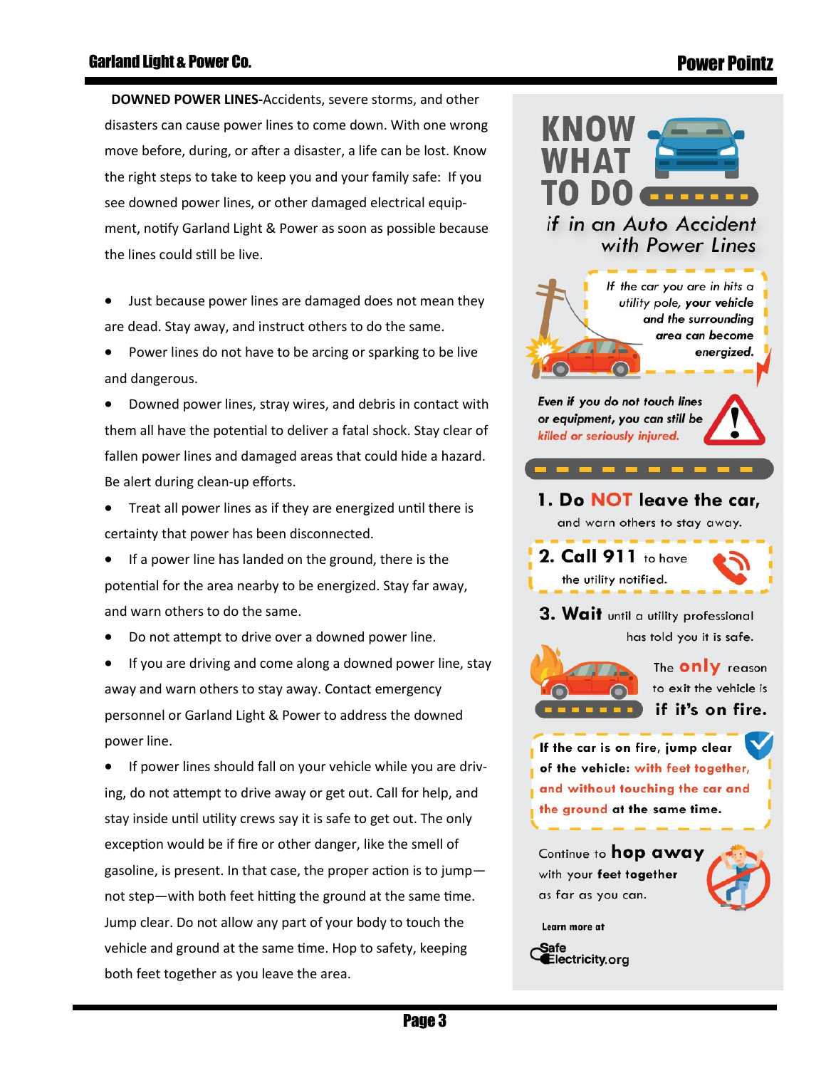**DOWNED POWER LINES-**Accidents, severe storms, and other disasters can cause power lines to come down. With one wrong move before, during, or after a disaster, a life can be lost. Know the right steps to take to keep you and your family safe: If you see downed power lines, or other damaged electrical equipment, notify Garland Light & Power as soon as possible because the lines could still be live.

- Just because power lines are damaged does not mean they are dead. Stay away, and instruct others to do the same.
- Power lines do not have to be arcing or sparking to be live and dangerous.
- Downed power lines, stray wires, and debris in contact with them all have the potential to deliver a fatal shock. Stay clear of fallen power lines and damaged areas that could hide a hazard. Be alert during clean-up efforts.
- Treat all power lines as if they are energized until there is certainty that power has been disconnected.
- If a power line has landed on the ground, there is the potential for the area nearby to be energized. Stay far away, and warn others to do the same.
- Do not attempt to drive over a downed power line.
- If you are driving and come along a downed power line, stay away and warn others to stay away. Contact emergency personnel or Garland Light & Power to address the downed power line.
- If power lines should fall on your vehicle while you are driving, do not attempt to drive away or get out. Call for help, and stay inside until utility crews say it is safe to get out. The only exception would be if fire or other danger, like the smell of gasoline, is present. In that case, the proper action is to jump—not step—with both feet hitting the ground at the same time. Jump clear. Do not allow any part of your body to touch the vehicle and ground at the same time. Hop to safety, keeping both feet together as you leave the area.

## KNOW WHAT TO DO

*if in an Auto Accident with Power Lines*

*If the car you are in hits a utility pole, **your vehicle and the surrounding area can become energized.***

***Even if you do not touch lines or equipment, you can still be killed or seriously injured.***

**1. Do NOT leave the car,** and warn others to stay away.

**2. Call 911** to have the utility notified.

**3. Wait** until a utility professional has told you it is safe.

The **only** reason to exit the vehicle is **if it's on fire.**

**If the car is on fire, jump clear of the vehicle: with feet together, and without touching the car and the ground at the same time.**

Continue to **hop away** with your **feet together** as far as you can.

Learn more at SafeElectricity.org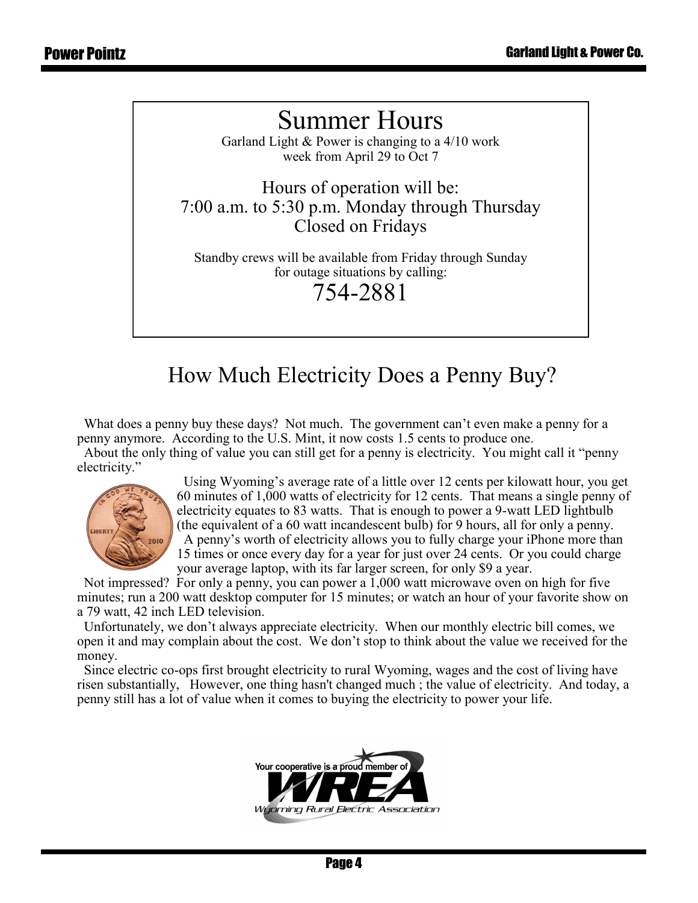# Summer Hours

Garland Light & Power is changing to a 4/10 work week from April 29 to Oct 7

Hours of operation will be:
7:00 a.m. to 5:30 p.m. Monday through Thursday
Closed on Fridays

Standby crews will be available from Friday through Sunday for outage situations by calling:

754-2881

# How Much Electricity Does a Penny Buy?

What does a penny buy these days? Not much. The government can't even make a penny for a penny anymore. According to the U.S. Mint, it now costs 1.5 cents to produce one.

About the only thing of value you can still get for a penny is electricity. You might call it "penny electricity."

Using Wyoming's average rate of a little over 12 cents per kilowatt hour, you get 60 minutes of 1,000 watts of electricity for 12 cents. That means a single penny of electricity equates to 83 watts. That is enough to power a 9-watt LED lightbulb (the equivalent of a 60 watt incandescent bulb) for 9 hours, all for only a penny.

A penny's worth of electricity allows you to fully charge your iPhone more than 15 times or once every day for a year for just over 24 cents. Or you could charge your average laptop, with its far larger screen, for only $9 a year.

Not impressed? For only a penny, you can power a 1,000 watt microwave oven on high for five minutes; run a 200 watt desktop computer for 15 minutes; or watch an hour of your favorite show on a 79 watt, 42 inch LED television.

Unfortunately, we don't always appreciate electricity. When our monthly electric bill comes, we open it and may complain about the cost. We don't stop to think about the value we received for the money.

Since electric co-ops first brought electricity to rural Wyoming, wages and the cost of living have risen substantially, However, one thing hasn't changed much ; the value of electricity. And today, a penny still has a lot of value when it comes to buying the electricity to power your life.

Your cooperative is a proud member of WREA Wyoming Rural Electric Association